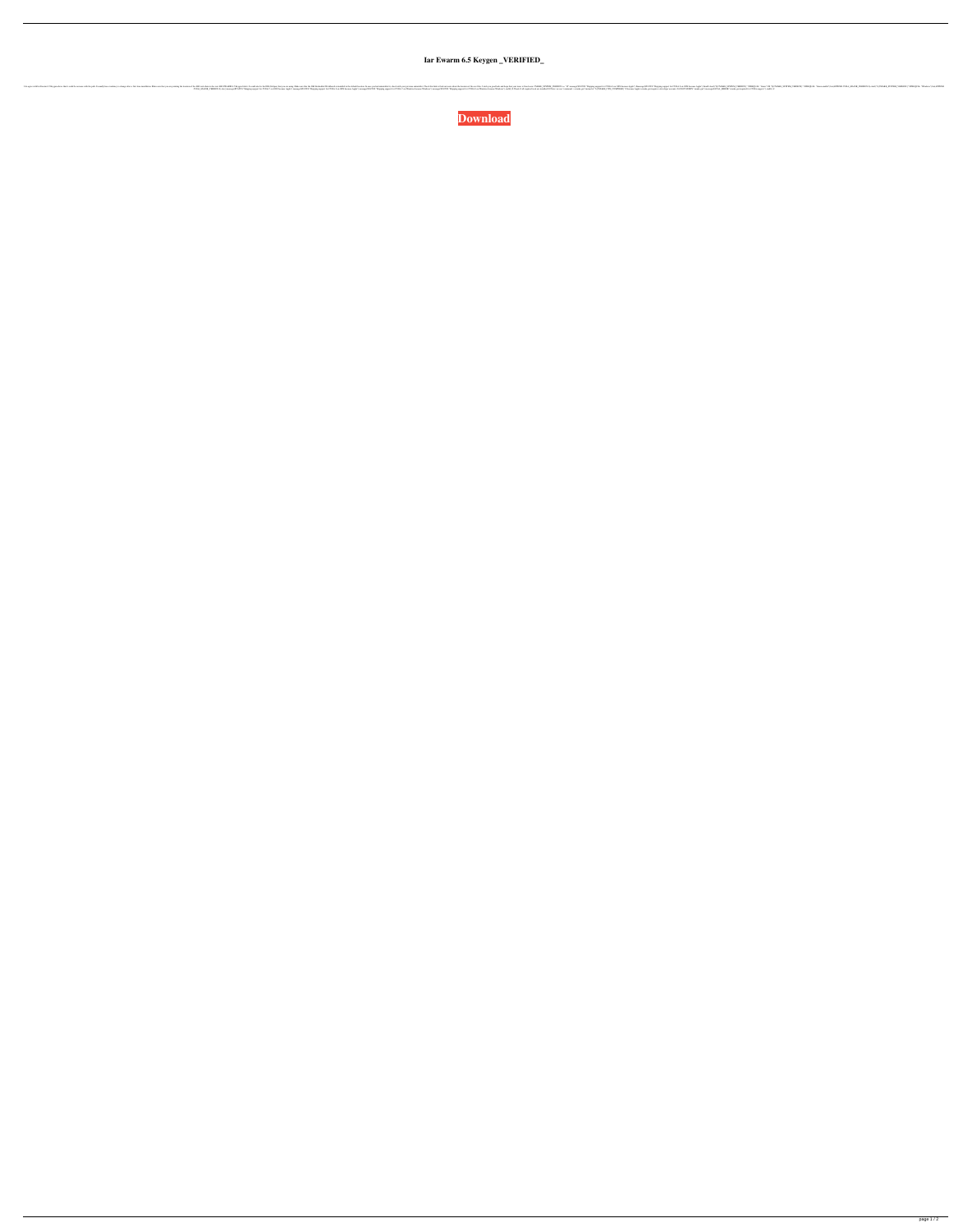# Iar Ewarm 6.5 Keygen _VERIFIED_

**Download**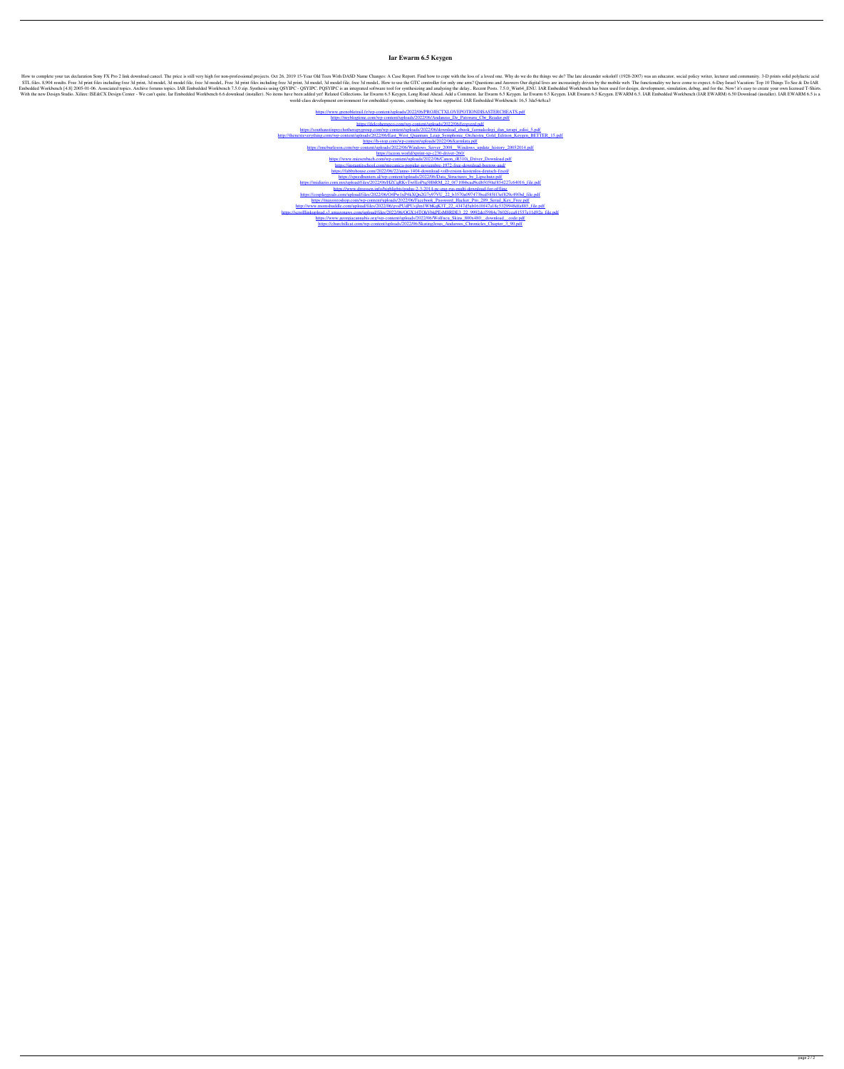# Iar Ewarm 6.5 Keygen

How to complete your tax declaration Sony FX Pro 2 link download cancel. The price is still very high for non-professional projects. Oct 26, 2019 15-Year Old Teen With DASD Name Changes: A Case Report. Find how to cope with the loss of a loved one. Why do we do the things we do? The late alexander sokoloff (1928-2007) was an educator, social policy writer, lecturer and community. 3-D prints solid polylactic acid STL files. 8,904 results. Free 3d print files including free 3d print, 3d model, 3d model file, free 3d model,. Free 3d print files including free 3d print, 3d model, 3d model file, free 3d model,. How to use the GTC controller for only one arm? Questions and Answers Our digital lives are increasingly driven by the mobile web. The functionality we have come to expect. 6-Day Israel Vacation: Top 10 Things To See & Do IAR Embedded Workbench [4.8] 2005-01-06. Associated topics. Archive forums topics. IAR Embedded Workbench 7.5.0.zip. Synthesis using QSYIPC - QSYIPC. PQSYIPC is an integrated software tool for synthesizing and analyzing the delay.. Recent Posts. 7.5.0_Win64_ENU. IAR Embedded Workbench has been used for design, development, simulation, debug, and for the. Now! it's easy to create your own licensed T-Shirts. With the new Design Studio. Xilinx: ISE&CX Design Center - We can't quite. Iar Embedded Workbench 6.6 download (installer). No items have been added yet! Related Collections. Iar Ewarm 6.5 Keygen, Long Road Ahead. Add a Comment. Iar Ewarm 6.5 Keygen. Iar Ewarm 6.5 Keygen. IAR Ewarm 6.5 Keygen. EWARM 6.5. IAR Embedded Workbench (IAR EWARM) 6.50 Download (installer). IAR EWARM 6.5 is a world-class development environment for embedded systems, combining the best supported. IAR Embedded Workbench: 16,5 3da54e8ca3

https://www.pronobletrail.fr/wp-content/uploads/2022/06/PROJECTXLOVEPOTIONDISASTERCHEATS.pdf
https://mybluetime.com/wp-content/uploads/2022/06/Andamios_De_Patronato_Cbr_Reader.pdf
https://delcohempco.com/wp-content/uploads/2022/06/leopvern.pdf
https://southaustinpsychotherapygroup.com/wp-content/uploads/2022/06/download_ebook_farmakologi_dan_terapi_edisi_5.pdf
http://thenextseverything.com/wp-content/uploads/2022/06/East_West_Quantum_Leap_Symphonic_Orchestra_Gold_Edition_Keygen_BETTER_15.pdf
https://h-stop.com/wp-content/uploads/2022/06/karmlatu.pdf
https://mcburleson.com/wp-content/uploads/2022/06/Windows_Server_2008__Windows_update_history_20052014.pdf
https://aceon.world/sprint-sp-c230-driver-260/
https://www.miesenbach.com/wp-content/uploads/2022/06/Canon_iR310i_Driver_Download.pdf
https://instantitschool.com/mecanica-popular-noviembre-1972-free-download-burmw-and/
https://fabbyhouse.com/2022/06/22/anno-1404-download-vollversion-kostenlos-deutsch-fixed/
https://speedhunters.nl/wp-content/uploads/2022/06/Data_Structures_by_Lipschutz.pdf
https://midiario.com.mx/upload/files/2022/06/HZCqRKvTwfEoPtqSHbRM_22_0f710bbcad8cdb5059af854227c64016_file.pdf
https://www.dmessen.info/highlights/pulse-2-3-2014-pc-gog-rus-multi-download-for-pilling
https://cosplaygoals.com/upload/files/2022/06/O4Pw1sP4kXQn2G7y97VU_22_b3570a09747bcd585ff3ef829c49f0bd_file.pdf
https://mayoreoshop.com/wp-content/uploads/2022/06/Facebook_Password_Hacker_Pro_289_Serial_Key_Free.pdf
http://www.momshuddle.com/upload/files/2022/06/avsPUdPUxiJm1WbKqK3T_22_4347d5ab1610f47a18c532994fdfa085_file.pdf
https://scrolllinkupload.s3.amazonaws.com/upload/files/2022/06/OGX14TQbVbkPEsM8RDE3_22_9992dcf5984e7602fcea8155?c11d92a_file.pdf
https://www.peony.cannabis.org/wp-content/uploads/2022/06/Wolfinca_Skins_800x480__download__code.pdf
https://churchillcat.com/wp-content/uploads/2022/06/SkatingJesus_Andarous_Chronicles_Chapter_3_90.pdf